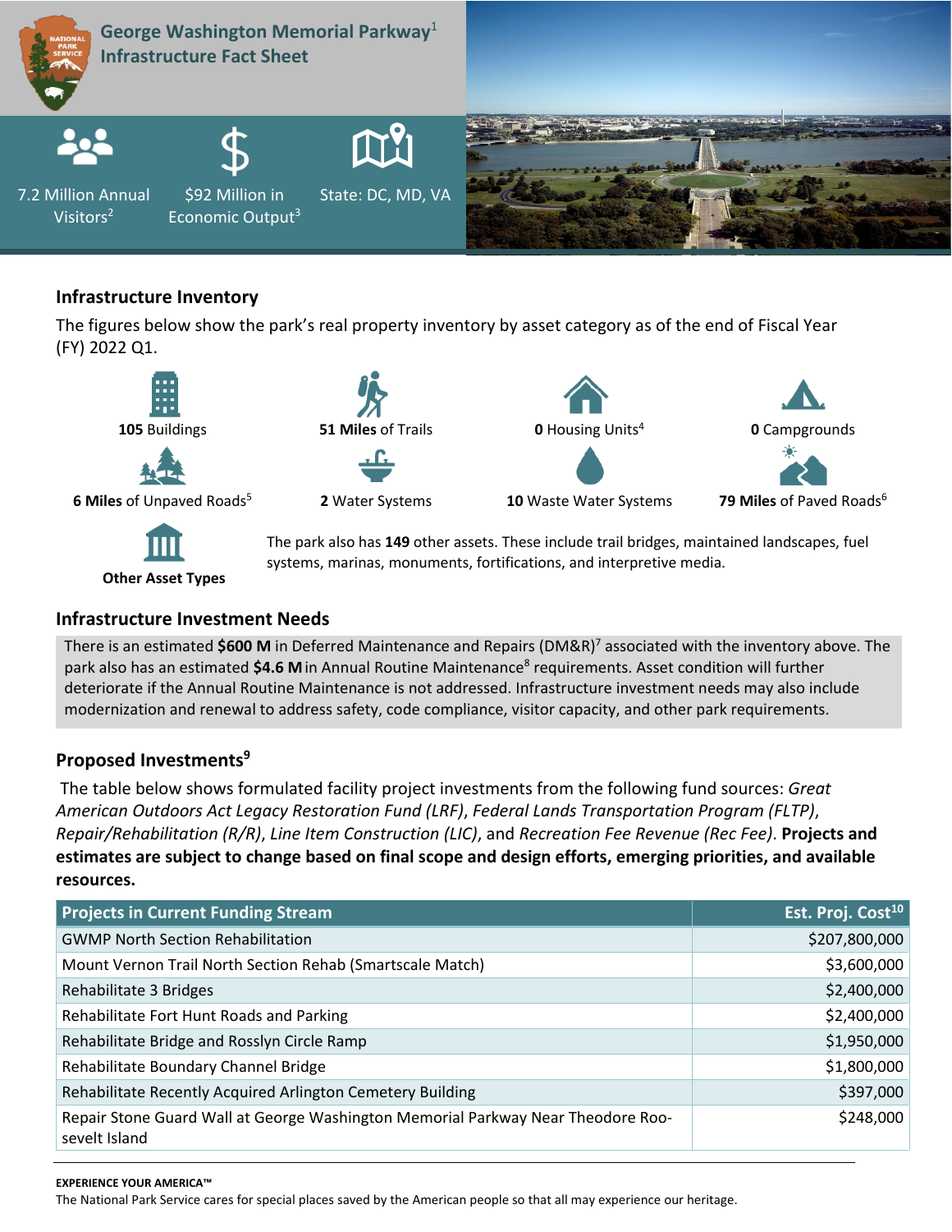# George Washington Memorial Parkway[1] Infrastructure Fact Sheet

7.2 Million Annual Visitors[2]

$92 Million in Economic Output[3]

State: DC, MD, VA

## Infrastructure Inventory

The figures below show the park's real property inventory by asset category as of the end of Fiscal Year (FY) 2022 Q1.

- **105** Buildings
- **51 Miles** of Trails
- **0** Housing Units[4]
- **0** Campgrounds
- **6 Miles** of Unpaved Roads[5]
- **2** Water Systems
- **10** Waste Water Systems
- **79 Miles** of Paved Roads[6]

**Other Asset Types**

The park also has **149** other assets. These include trail bridges, maintained landscapes, fuel systems, marinas, monuments, fortifications, and interpretive media.

## Infrastructure Investment Needs

There is an estimated **$600 M** in Deferred Maintenance and Repairs (DM&R)[7] associated with the inventory above. The park also has an estimated **$4.6 M** in Annual Routine Maintenance[8] requirements. Asset condition will further deteriorate if the Annual Routine Maintenance is not addressed. Infrastructure investment needs may also include modernization and renewal to address safety, code compliance, visitor capacity, and other park requirements.

## Proposed Investments[9]

The table below shows formulated facility project investments from the following fund sources: *Great American Outdoors Act Legacy Restoration Fund (LRF)*, *Federal Lands Transportation Program (FLTP)*, *Repair/Rehabilitation (R/R)*, *Line Item Construction (LIC)*, and *Recreation Fee Revenue (Rec Fee)*. **Projects and estimates are subject to change based on final scope and design efforts, emerging priorities, and available resources.**

| Projects in Current Funding Stream | Est. Proj. Cost[10] |
|---|---:|
| GWMP North Section Rehabilitation | $207,800,000 |
| Mount Vernon Trail North Section Rehab (Smartscale Match) | $3,600,000 |
| Rehabilitate 3 Bridges | $2,400,000 |
| Rehabilitate Fort Hunt Roads and Parking | $2,400,000 |
| Rehabilitate Bridge and Rosslyn Circle Ramp | $1,950,000 |
| Rehabilitate Boundary Channel Bridge | $1,800,000 |
| Rehabilitate Recently Acquired Arlington Cemetery Building | $397,000 |
| Repair Stone Guard Wall at George Washington Memorial Parkway Near Theodore Roosevelt Island | $248,000 |

**EXPERIENCE YOUR AMERICA™**

The National Park Service cares for special places saved by the American people so that all may experience our heritage.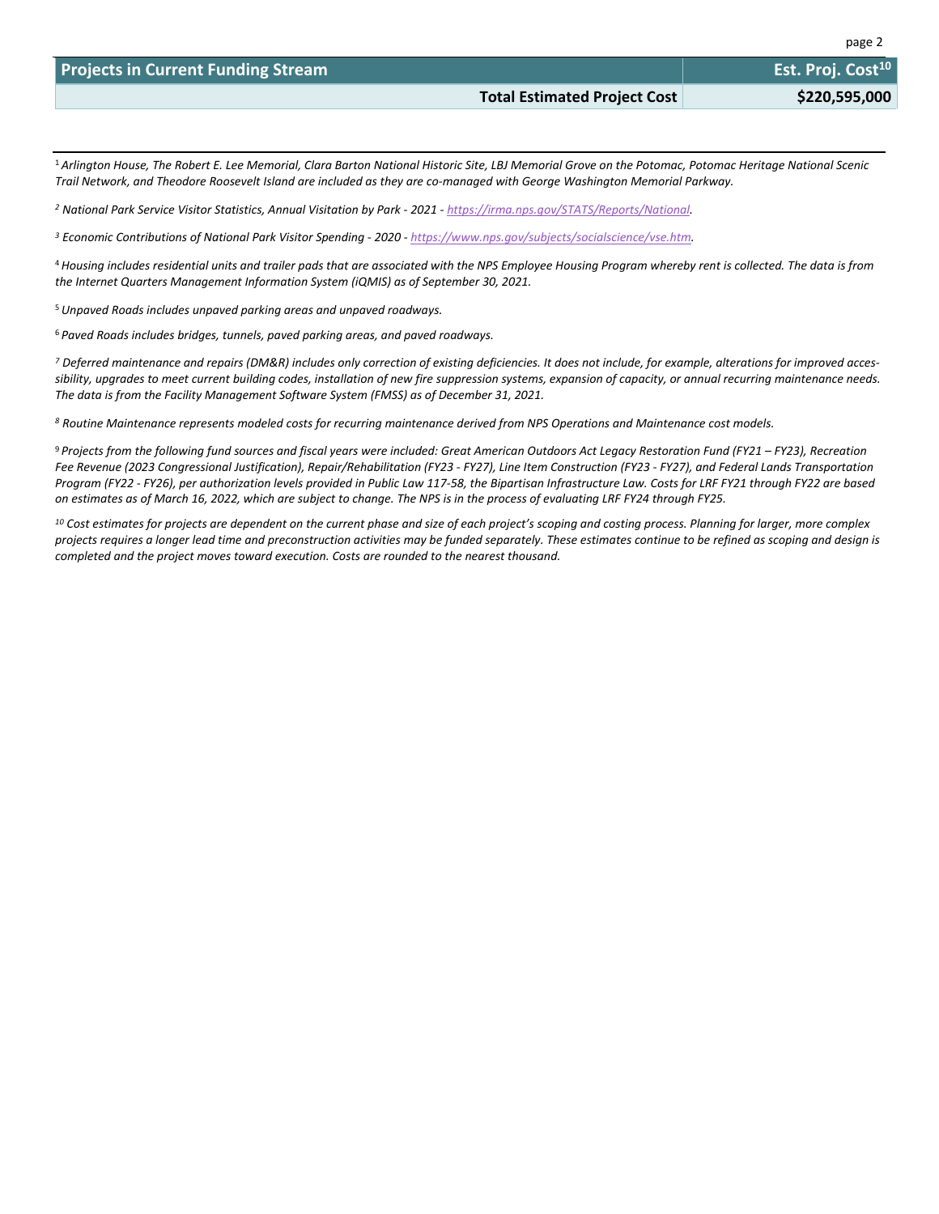| Projects in Current Funding Stream | Est. Proj. Cost[10] |
|---|---|
| **Total Estimated Project Cost** | **$220,595,000** |

---

[1] *Arlington House, The Robert E. Lee Memorial, Clara Barton National Historic Site, LBJ Memorial Grove on the Potomac, Potomac Heritage National Scenic Trail Network, and Theodore Roosevelt Island are included as they are co-managed with George Washington Memorial Parkway.*

[2] *National Park Service Visitor Statistics, Annual Visitation by Park - 2021 - https://irma.nps.gov/STATS/Reports/National.*

[3] *Economic Contributions of National Park Visitor Spending - 2020 - https://www.nps.gov/subjects/socialscience/vse.htm.*

[4] *Housing includes residential units and trailer pads that are associated with the NPS Employee Housing Program whereby rent is collected. The data is from the Internet Quarters Management Information System (iQMIS) as of September 30, 2021.*

[5] *Unpaved Roads includes unpaved parking areas and unpaved roadways.*

[6] *Paved Roads includes bridges, tunnels, paved parking areas, and paved roadways.*

[7] *Deferred maintenance and repairs (DM&R) includes only correction of existing deficiencies. It does not include, for example, alterations for improved accessibility, upgrades to meet current building codes, installation of new fire suppression systems, expansion of capacity, or annual recurring maintenance needs. The data is from the Facility Management Software System (FMSS) as of December 31, 2021.*

[8] *Routine Maintenance represents modeled costs for recurring maintenance derived from NPS Operations and Maintenance cost models.*

[9] *Projects from the following fund sources and fiscal years were included: Great American Outdoors Act Legacy Restoration Fund (FY21 – FY23), Recreation Fee Revenue (2023 Congressional Justification), Repair/Rehabilitation (FY23 - FY27), Line Item Construction (FY23 - FY27), and Federal Lands Transportation Program (FY22 - FY26), per authorization levels provided in Public Law 117-58, the Bipartisan Infrastructure Law. Costs for LRF FY21 through FY22 are based on estimates as of March 16, 2022, which are subject to change. The NPS is in the process of evaluating LRF FY24 through FY25.*

[10] *Cost estimates for projects are dependent on the current phase and size of each project's scoping and costing process. Planning for larger, more complex projects requires a longer lead time and preconstruction activities may be funded separately. These estimates continue to be refined as scoping and design is completed and the project moves toward execution. Costs are rounded to the nearest thousand.*